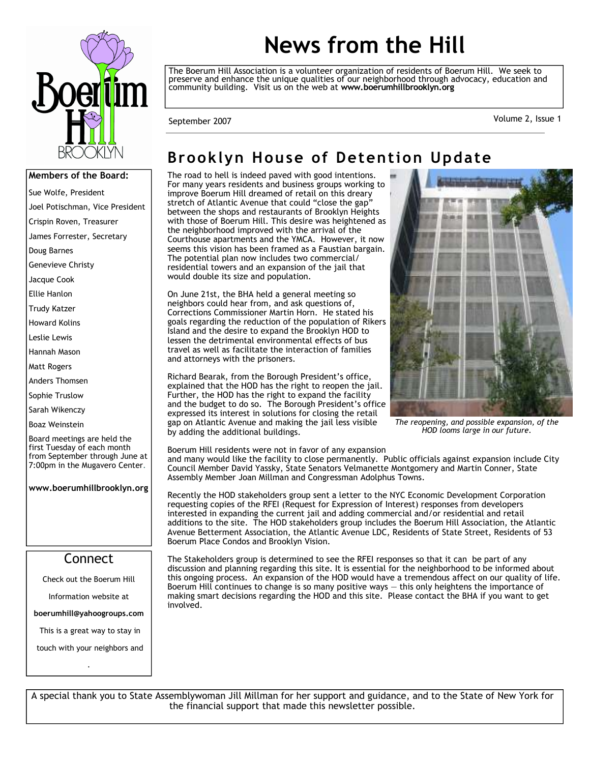# News from the Hill

The Boerum Hill Association is a volunteer organization of residents of Boerum Hill. We seek to preserve and enhance the unique qualities of our neighborhood through advocacy, education and community building. Visit us on the web at **www.boerumhillbrooklyn.org**

September 2007

Volume 2, Issue 1

**Members of the Board:**

Sue Wolfe, President

Joel Potischman, Vice President

Crispin Roven, Treasurer

James Forrester, Secretary

Doug Barnes

Genevieve Christy

Jacque Cook

Ellie Hanlon

Trudy Katzer

Howard Kolins

Leslie Lewis

Hannah Mason

Matt Rogers

Anders Thomsen

Sophie Truslow

Sarah Wikenczy

Boaz Weinstein

Board meetings are held the first Tuesday of each month from September through June at 7:00pm in the Mugavero Center.

**www.boerumhillbrooklyn.org**

## Brooklyn House of Detention Update

The road to hell is indeed paved with good intentions. For many years residents and business groups working to improve Boerum Hill dreamed of retail on this dreary stretch of Atlantic Avenue that could "close the gap" between the shops and restaurants of Brooklyn Heights with those of Boerum Hill. This desire was heightened as the neighborhood improved with the arrival of the Courthouse apartments and the YMCA. However, it now seems this vision has been framed as a Faustian bargain. The potential plan now includes two commercial/ residential towers and an expansion of the jail that would double its size and population.

On June 21st, the BHA held a general meeting so neighbors could hear from, and ask questions of, Corrections Commissioner Martin Horn. He stated his goals regarding the reduction of the population of Rikers Island and the desire to expand the Brooklyn HOD to lessen the detrimental environmental effects of bus travel as well as facilitate the interaction of families and attorneys with the prisoners.

Richard Bearak, from the Borough President's office, explained that the HOD has the right to reopen the jail. Further, the HOD has the right to expand the facility and the budget to do so. The Borough President's office expressed its interest in solutions for closing the retail gap on Atlantic Avenue and making the jail less visible by adding the additional buildings.

*The reopening, and possible expansion, of the HOD looms large in our future.*

Boerum Hill residents were not in favor of any expansion and many would like the facility to close permanently. Public officials against expansion include City Council Member David Yassky, State Senators Velmanette Montgomery and Martin Conner, State Assembly Member Joan Millman and Congressman Adolphus Towns.

Recently the HOD stakeholders group sent a letter to the NYC Economic Development Corporation requesting copies of the RFEI (Request for Expression of Interest) responses from developers interested in expanding the current jail and adding commercial and/or residential and retail additions to the site. The HOD stakeholders group includes the Boerum Hill Association, the Atlantic Avenue Betterment Association, the Atlantic Avenue LDC, Residents of State Street, Residents of 53 Boerum Place Condos and Brooklyn Vision.

The Stakeholders group is determined to see the RFEI responses so that it can be part of any discussion and planning regarding this site. It is essential for the neighborhood to be informed about this ongoing process. An expansion of the HOD would have a tremendous affect on our quality of life. Boerum Hill continues to change is so many positive ways — this only heightens the importance of making smart decisions regarding the HOD and this site. Please contact the BHA if you want to get involved.

## Connect

Check out the Boerum Hill Information website at **boerumhill@yahoogroups.com** This is a great way to stay in touch with your neighbors and .

A special thank you to State Assemblywoman Jill Millman for her support and guidance, and to the State of New York for the financial support that made this newsletter possible.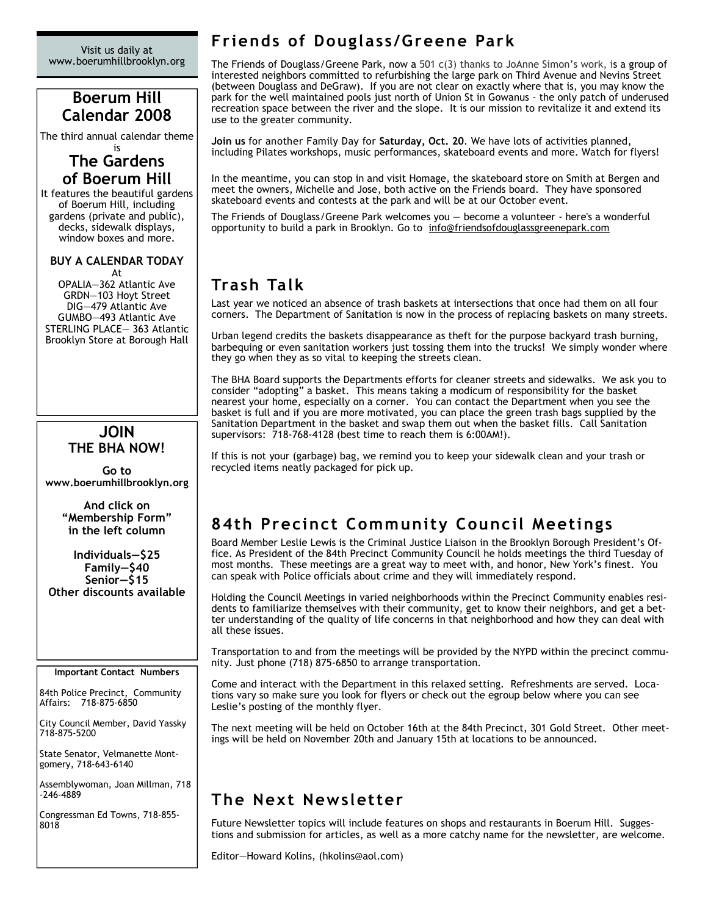Visit us daily at www.boerumhillbrooklyn.org

## Boerum Hill Calendar 2008

The third annual calendar theme is

### The Gardens of Boerum Hill

It features the beautiful gardens of Boerum Hill, including gardens (private and public), decks, sidewalk displays, window boxes and more.

**BUY A CALENDAR TODAY**

At

OPALIA—362 Atlantic Ave
GRDN—103 Hoyt Street
DIG—479 Atlantic Ave
GUMBO—493 Atlantic Ave
STERLING PLACE— 363 Atlantic
Brooklyn Store at Borough Hall

## JOIN THE BHA NOW!

**Go to www.boerumhillbrooklyn.org**

**And click on "Membership Form" in the left column**

**Individuals—$25**
**Family—$40**
**Senior—$15**
**Other discounts available**

**Important Contact Numbers**

84th Police Precinct, Community Affairs: 718-875-6850

City Council Member, David Yassky 718-875-5200

State Senator, Velmanette Montgomery, 718-643-6140

Assemblywoman, Joan Millman, 718-246-4889

Congressman Ed Towns, 718-855-8018

## Friends of Douglass/Greene Park

The Friends of Douglass/Greene Park, now a 501 c(3) thanks to JoAnne Simon's work, is a group of interested neighbors committed to refurbishing the large park on Third Avenue and Nevins Street (between Douglass and DeGraw). If you are not clear on exactly where that is, you may know the park for the well maintained pools just north of Union St in Gowanus - the only patch of underused recreation space between the river and the slope. It is our mission to revitalize it and extend its use to the greater community.

**Join us** for another Family Day for **Saturday, Oct. 20**. We have lots of activities planned, including Pilates workshops, music performances, skateboard events and more. Watch for flyers!

In the meantime, you can stop in and visit Homage, the skateboard store on Smith at Bergen and meet the owners, Michelle and Jose, both active on the Friends board. They have sponsored skateboard events and contests at the park and will be at our October event.

The Friends of Douglass/Greene Park welcomes you — become a volunteer - here's a wonderful opportunity to build a park in Brooklyn. Go to info@friendsofdouglassgreenepark.com

## Trash Talk

Last year we noticed an absence of trash baskets at intersections that once had them on all four corners. The Department of Sanitation is now in the process of replacing baskets on many streets.

Urban legend credits the baskets disappearance as theft for the purpose backyard trash burning, barbequing or even sanitation workers just tossing them into the trucks! We simply wonder where they go when they as so vital to keeping the streets clean.

The BHA Board supports the Departments efforts for cleaner streets and sidewalks. We ask you to consider "adopting" a basket. This means taking a modicum of responsibility for the basket nearest your home, especially on a corner. You can contact the Department when you see the basket is full and if you are more motivated, you can place the green trash bags supplied by the Sanitation Department in the basket and swap them out when the basket fills. Call Sanitation supervisors: 718-768-4128 (best time to reach them is 6:00AM!).

If this is not your (garbage) bag, we remind you to keep your sidewalk clean and your trash or recycled items neatly packaged for pick up.

## 84th Precinct Community Council Meetings

Board Member Leslie Lewis is the Criminal Justice Liaison in the Brooklyn Borough President's Office. As President of the 84th Precinct Community Council he holds meetings the third Tuesday of most months. These meetings are a great way to meet with, and honor, New York's finest. You can speak with Police officials about crime and they will immediately respond.

Holding the Council Meetings in varied neighborhoods within the Precinct Community enables residents to familiarize themselves with their community, get to know their neighbors, and get a better understanding of the quality of life concerns in that neighborhood and how they can deal with all these issues.

Transportation to and from the meetings will be provided by the NYPD within the precinct community. Just phone (718) 875-6850 to arrange transportation.

Come and interact with the Department in this relaxed setting. Refreshments are served. Locations vary so make sure you look for flyers or check out the egroup below where you can see Leslie's posting of the monthly flyer.

The next meeting will be held on October 16th at the 84th Precinct, 301 Gold Street. Other meetings will be held on November 20th and January 15th at locations to be announced.

## The Next Newsletter

Future Newsletter topics will include features on shops and restaurants in Boerum Hill. Suggestions and submission for articles, as well as a more catchy name for the newsletter, are welcome.

Editor—Howard Kolins, (hkolins@aol.com)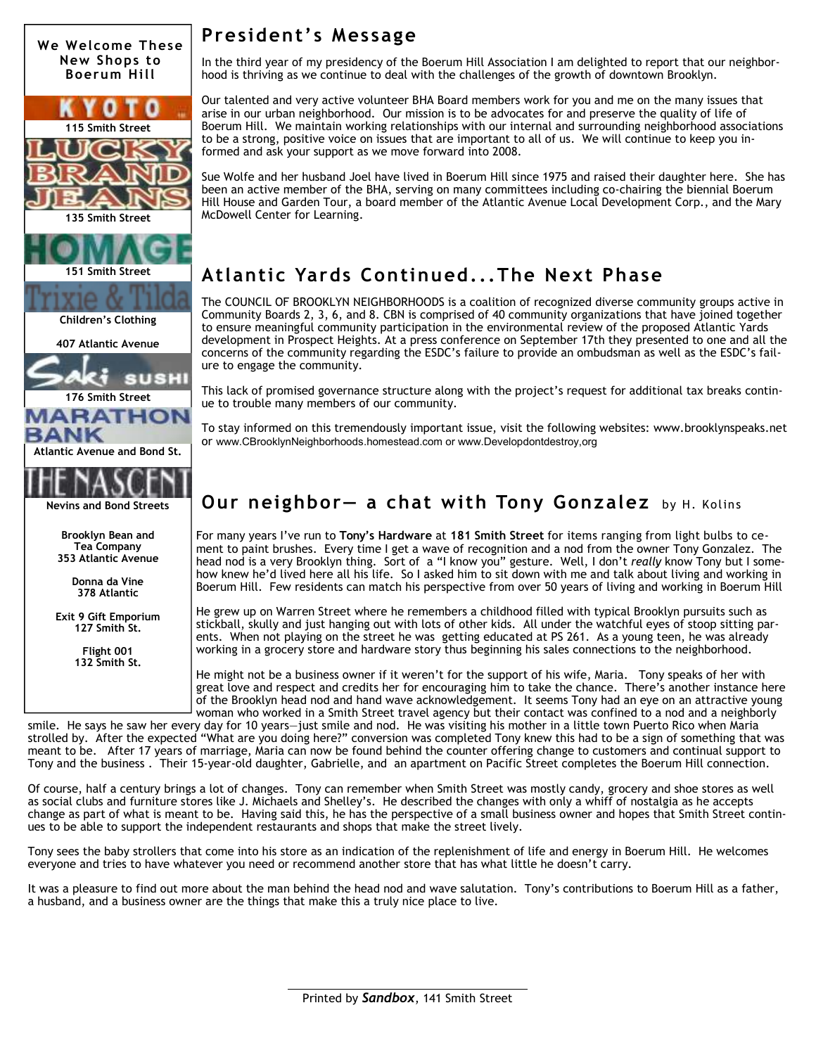## We Welcome These New Shops to Boerum Hill

KYOTO
115 Smith Street

LUCKY BRAND JEANS
135 Smith Street

HOMAGE
151 Smith Street

Trixie & Tilda
Children's Clothing
407 Atlantic Avenue

Saki SUSHI
176 Smith Street

MARATHON BANK
Atlantic Avenue and Bond St.

THE NASCENT
Nevins and Bond Streets

Brooklyn Bean and Tea Company
353 Atlantic Avenue

Donna da Vine
378 Atlantic

Exit 9 Gift Emporium
127 Smith St.

Flight 001
132 Smith St.

## President's Message

In the third year of my presidency of the Boerum Hill Association I am delighted to report that our neighborhood is thriving as we continue to deal with the challenges of the growth of downtown Brooklyn.

Our talented and very active volunteer BHA Board members work for you and me on the many issues that arise in our urban neighborhood. Our mission is to be advocates for and preserve the quality of life of Boerum Hill. We maintain working relationships with our internal and surrounding neighborhood associations to be a strong, positive voice on issues that are important to all of us. We will continue to keep you informed and ask your support as we move forward into 2008.

Sue Wolfe and her husband Joel have lived in Boerum Hill since 1975 and raised their daughter here. She has been an active member of the BHA, serving on many committees including co-chairing the biennial Boerum Hill House and Garden Tour, a board member of the Atlantic Avenue Local Development Corp., and the Mary McDowell Center for Learning.

## Atlantic Yards Continued...The Next Phase

The COUNCIL OF BROOKLYN NEIGHBORHOODS is a coalition of recognized diverse community groups active in Community Boards 2, 3, 6, and 8. CBN is comprised of 40 community organizations that have joined together to ensure meaningful community participation in the environmental review of the proposed Atlantic Yards development in Prospect Heights. At a press conference on September 17th they presented to one and all the concerns of the community regarding the ESDC's failure to provide an ombudsman as well as the ESDC's failure to engage the community.

This lack of promised governance structure along with the project's request for additional tax breaks continue to trouble many members of our community.

To stay informed on this tremendously important issue, visit the following websites: www.brooklynspeaks.net or www.CBrooklynNeighborhoods.homestead.com or www.Developdontdestroy,org

## Our neighbor— a chat with Tony Gonzalez by H. Kolins

For many years I've run to **Tony's Hardware** at **181 Smith Street** for items ranging from light bulbs to cement to paint brushes. Every time I get a wave of recognition and a nod from the owner Tony Gonzalez. The head nod is a very Brooklyn thing. Sort of a "I know you" gesture. Well, I don't *really* know Tony but I somehow knew he'd lived here all his life. So I asked him to sit down with me and talk about living and working in Boerum Hill. Few residents can match his perspective from over 50 years of living and working in Boerum Hill

He grew up on Warren Street where he remembers a childhood filled with typical Brooklyn pursuits such as stickball, skully and just hanging out with lots of other kids. All under the watchful eyes of stoop sitting parents. When not playing on the street he was getting educated at PS 261. As a young teen, he was already working in a grocery store and hardware story thus beginning his sales connections to the neighborhood.

He might not be a business owner if it weren't for the support of his wife, Maria. Tony speaks of her with great love and respect and credits her for encouraging him to take the chance. There's another instance here of the Brooklyn head nod and hand wave acknowledgement. It seems Tony had an eye on an attractive young woman who worked in a Smith Street travel agency but their contact was confined to a nod and a neighborly smile. He says he saw her every day for 10 years—just smile and nod. He was visiting his mother in a little town Puerto Rico when Maria strolled by. After the expected "What are you doing here?" conversion was completed Tony knew this had to be a sign of something that was meant to be. After 17 years of marriage, Maria can now be found behind the counter offering change to customers and continual support to Tony and the business . Their 15-year-old daughter, Gabrielle, and an apartment on Pacific Street completes the Boerum Hill connection.

Of course, half a century brings a lot of changes. Tony can remember when Smith Street was mostly candy, grocery and shoe stores as well as social clubs and furniture stores like J. Michaels and Shelley's. He described the changes with only a whiff of nostalgia as he accepts change as part of what is meant to be. Having said this, he has the perspective of a small business owner and hopes that Smith Street continues to be able to support the independent restaurants and shops that make the street lively.

Tony sees the baby strollers that come into his store as an indication of the replenishment of life and energy in Boerum Hill. He welcomes everyone and tries to have whatever you need or recommend another store that has what little he doesn't carry.

It was a pleasure to find out more about the man behind the head nod and wave salutation. Tony's contributions to Boerum Hill as a father, a husband, and a business owner are the things that make this a truly nice place to live.

Printed by ***Sandbox***, 141 Smith Street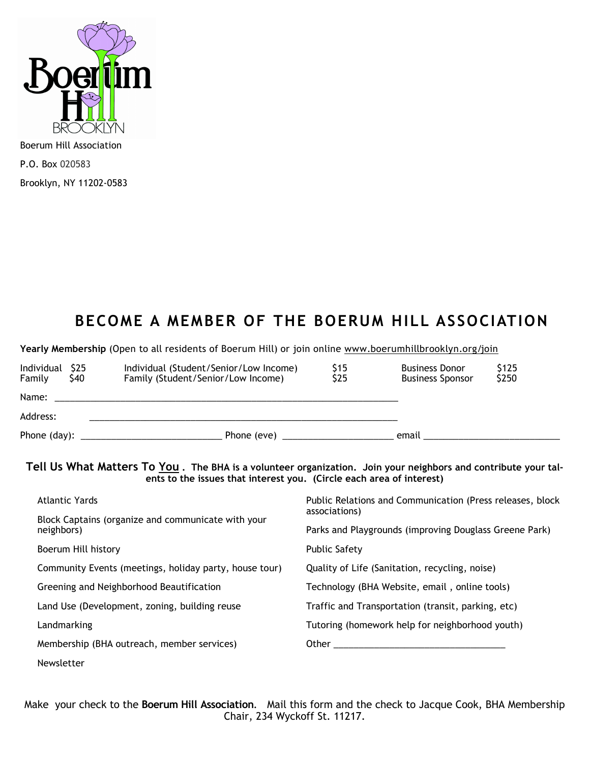Boerum Hill Association

P.O. Box 020583

Brooklyn, NY 11202-0583

# BECOME A MEMBER OF THE BOERUM HILL ASSOCIATION

**Yearly Membership** (Open to all residents of Boerum Hill) or join online www.boerumhillbrooklyn.org/join

| | | | | | |
|---|---|---|---|---|---|
| Individual | $25 | Individual (Student/Senior/Low Income) | $15 | Business Donor | $125 |
| Family | $40 | Family (Student/Senior/Low Income) | $25 | Business Sponsor | $250 |

Name: ______________________________________________________________________

Address: _______________________________________________________________

Phone (day): ____________________________ Phone (eve) ______________________ email ___________________________

**Tell Us What Matters To You. The BHA is a volunteer organization. Join your neighbors and contribute your talents to the issues that interest you. (Circle each area of interest)**

- Atlantic Yards
- Block Captains (organize and communicate with your neighbors)
- Boerum Hill history
- Community Events (meetings, holiday party, house tour)
- Greening and Neighborhood Beautification
- Land Use (Development, zoning, building reuse
- Landmarking
- Membership (BHA outreach, member services)
- Newsletter
- Public Relations and Communication (Press releases, block associations)
- Parks and Playgrounds (improving Douglass Greene Park)
- Public Safety
- Quality of Life (Sanitation, recycling, noise)
- Technology (BHA Website, email , online tools)
- Traffic and Transportation (transit, parking, etc)
- Tutoring (homework help for neighborhood youth)
- Other ___________________________________

Make your check to the **Boerum Hill Association**. Mail this form and the check to Jacque Cook, BHA Membership Chair, 234 Wyckoff St. 11217.